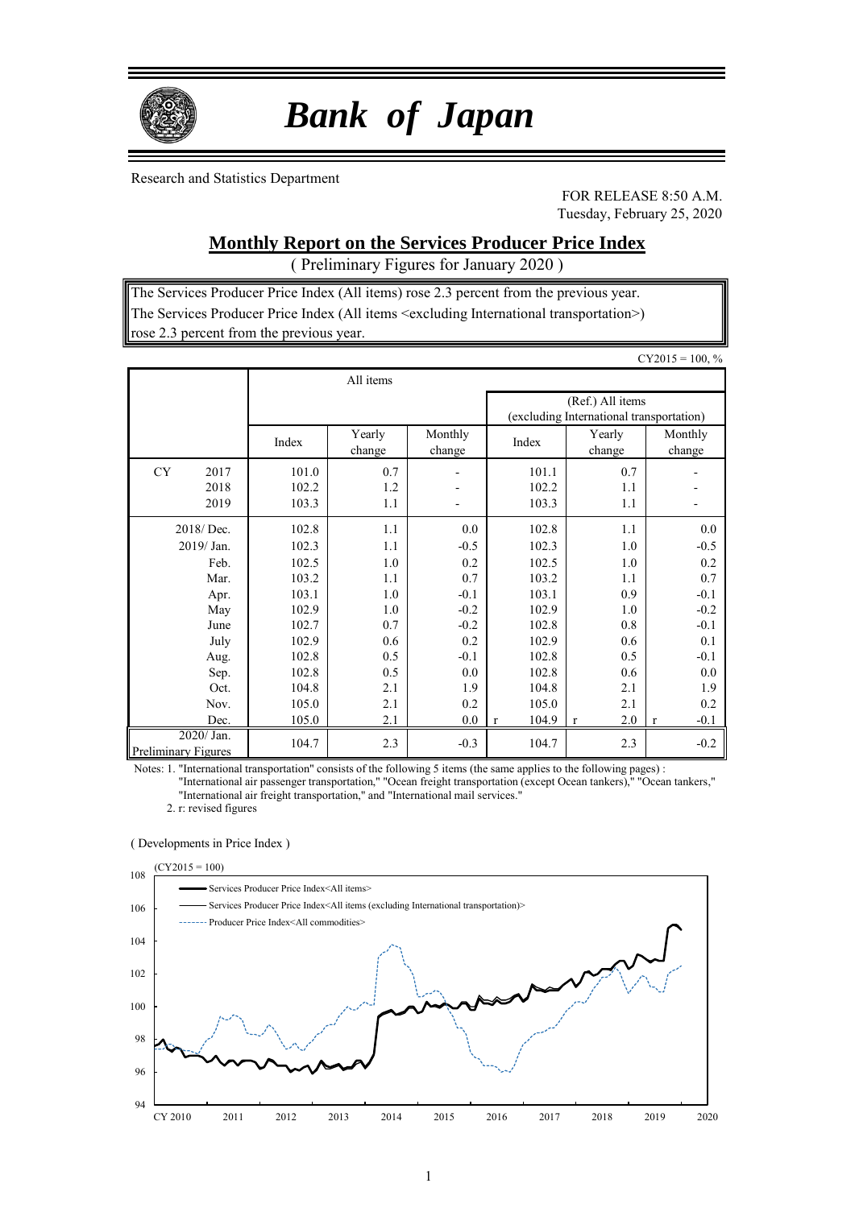# *Bank of Japan*

Research and Statistics Department

FOR RELEASE 8:50 A.M.
Tuesday, February 25, 2020

## Monthly Report on the Services Producer Price Index

( Preliminary Figures for January 2020 )

The Services Producer Price Index (All items) rose 2.3 percent from the previous year.
The Services Producer Price Index (All items <excluding International transportation>) rose 2.3 percent from the previous year.

CY2015 = 100, %

| | All items | | | | | |
|---|---|---|---|---|---|---|
| | | | | (Ref.) All items (excluding International transportation) | | |
| | Index | Yearly change | Monthly change | Index | Yearly change | Monthly change |
| CY 2017 | 101.0 | 0.7 | - | 101.1 | 0.7 | - |
| 2018 | 102.2 | 1.2 | - | 102.2 | 1.1 | - |
| 2019 | 103.3 | 1.1 | - | 103.3 | 1.1 | - |
| 2018/ Dec. | 102.8 | 1.1 | 0.0 | 102.8 | 1.1 | 0.0 |
| 2019/ Jan. | 102.3 | 1.1 | -0.5 | 102.3 | 1.0 | -0.5 |
| Feb. | 102.5 | 1.0 | 0.2 | 102.5 | 1.0 | 0.2 |
| Mar. | 103.2 | 1.1 | 0.7 | 103.2 | 1.1 | 0.7 |
| Apr. | 103.1 | 1.0 | -0.1 | 103.1 | 0.9 | -0.1 |
| May | 102.9 | 1.0 | -0.2 | 102.9 | 1.0 | -0.2 |
| June | 102.7 | 0.7 | -0.2 | 102.8 | 0.8 | -0.1 |
| July | 102.9 | 0.6 | 0.2 | 102.9 | 0.6 | 0.1 |
| Aug. | 102.8 | 0.5 | -0.1 | 102.8 | 0.5 | -0.1 |
| Sep. | 102.8 | 0.5 | 0.0 | 102.8 | 0.6 | 0.0 |
| Oct. | 104.8 | 2.1 | 1.9 | 104.8 | 2.1 | 1.9 |
| Nov. | 105.0 | 2.1 | 0.2 | 105.0 | 2.1 | 0.2 |
| Dec. | 105.0 | 2.1 | 0.0 | r 104.9 | r 2.0 | r -0.1 |
| 2020/ Jan. Preliminary Figures | 104.7 | 2.3 | -0.3 | 104.7 | 2.3 | -0.2 |

Notes: 1. "International transportation" consists of the following 5 items (the same applies to the following pages) : "International air passenger transportation," "Ocean freight transportation (except Ocean tankers)," "Ocean tankers," "International air freight transportation," and "International mail services."

2. r: revised figures

( Developments in Price Index )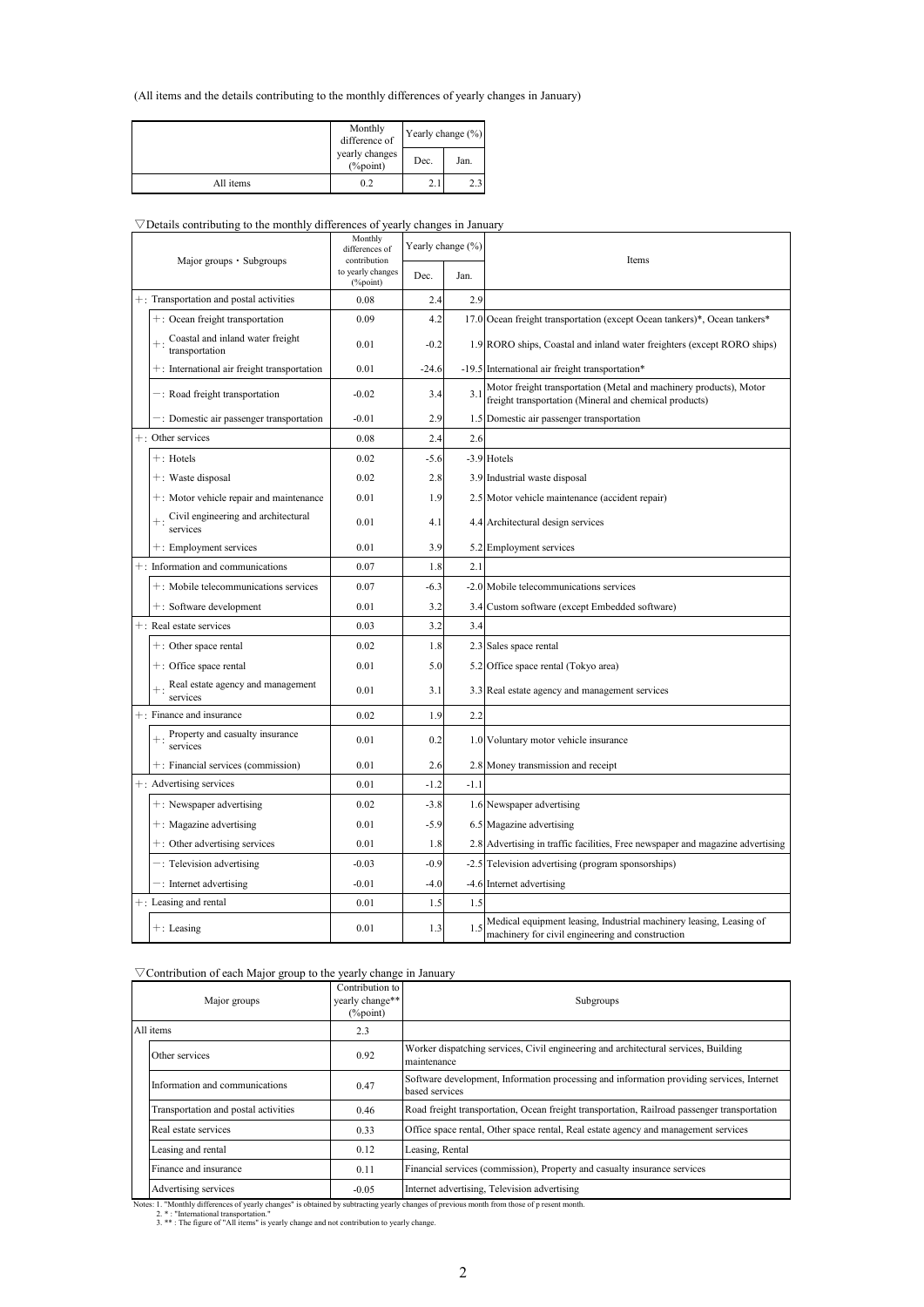(All items and the details contributing to the monthly differences of yearly changes in January)

| | Monthly difference of yearly changes (%point) | Yearly change (%) | |
|---|---|---|---|
| | | Dec. | Jan. |
| All items | 0.2 | 2.1 | 2.3 |

▽Details contributing to the monthly differences of yearly changes in January

| Major groups・Subgroups | Monthly differences of contribution to yearly changes (%point) | Yearly change (%) | | Items |
|---|---|---|---|---|
| | | Dec. | Jan. | |
| ＋: Transportation and postal activities | 0.08 | 2.4 | 2.9 | |
| ＋: Ocean freight transportation | 0.09 | 4.2 | 17.0 | Ocean freight transportation (except Ocean tankers)*, Ocean tankers* |
| ＋: Coastal and inland water freight transportation | 0.01 | -0.2 | 1.9 | RORO ships, Coastal and inland water freighters (except RORO ships) |
| ＋: International air freight transportation | 0.01 | -24.6 | -19.5 | International air freight transportation* |
| －: Road freight transportation | -0.02 | 3.4 | 3.1 | Motor freight transportation (Metal and machinery products), Motor freight transportation (Mineral and chemical products) |
| －: Domestic air passenger transportation | -0.01 | 2.9 | 1.5 | Domestic air passenger transportation |
| ＋: Other services | 0.08 | 2.4 | 2.6 | |
| ＋: Hotels | 0.02 | -5.6 | -3.9 | Hotels |
| ＋: Waste disposal | 0.02 | 2.8 | 3.9 | Industrial waste disposal |
| ＋: Motor vehicle repair and maintenance | 0.01 | 1.9 | 2.5 | Motor vehicle maintenance (accident repair) |
| ＋: Civil engineering and architectural services | 0.01 | 4.1 | 4.4 | Architectural design services |
| ＋: Employment services | 0.01 | 3.9 | 5.2 | Employment services |
| ＋: Information and communications | 0.07 | 1.8 | 2.1 | |
| ＋: Mobile telecommunications services | 0.07 | -6.3 | -2.0 | Mobile telecommunications services |
| ＋: Software development | 0.01 | 3.2 | 3.4 | Custom software (except Embedded software) |
| ＋: Real estate services | 0.03 | 3.2 | 3.4 | |
| ＋: Other space rental | 0.02 | 1.8 | 2.3 | Sales space rental |
| ＋: Office space rental | 0.01 | 5.0 | 5.2 | Office space rental (Tokyo area) |
| ＋: Real estate agency and management services | 0.01 | 3.1 | 3.3 | Real estate agency and management services |
| ＋: Finance and insurance | 0.02 | 1.9 | 2.2 | |
| ＋: Property and casualty insurance services | 0.01 | 0.2 | 1.0 | Voluntary motor vehicle insurance |
| ＋: Financial services (commission) | 0.01 | 2.6 | 2.8 | Money transmission and receipt |
| ＋: Advertising services | 0.01 | -1.2 | -1.1 | |
| ＋: Newspaper advertising | 0.02 | -3.8 | 1.6 | Newspaper advertising |
| ＋: Magazine advertising | 0.01 | -5.9 | 6.5 | Magazine advertising |
| ＋: Other advertising services | 0.01 | 1.8 | 2.8 | Advertising in traffic facilities, Free newspaper and magazine advertising |
| －: Television advertising | -0.03 | -0.9 | -2.5 | Television advertising (program sponsorships) |
| －: Internet advertising | -0.01 | -4.0 | -4.6 | Internet advertising |
| ＋: Leasing and rental | 0.01 | 1.5 | 1.5 | |
| ＋: Leasing | 0.01 | 1.3 | 1.5 | Medical equipment leasing, Industrial machinery leasing, Leasing of machinery for civil engineering and construction |

▽Contribution of each Major group to the yearly change in January

| Major groups | Contribution to yearly change** (%point) | Subgroups |
|---|---|---|
| All items | 2.3 | |
| Other services | 0.92 | Worker dispatching services, Civil engineering and architectural services, Building maintenance |
| Information and communications | 0.47 | Software development, Information processing and information providing services, Internet based services |
| Transportation and postal activities | 0.46 | Road freight transportation, Ocean freight transportation, Railroad passenger transportation |
| Real estate services | 0.33 | Office space rental, Other space rental, Real estate agency and management services |
| Leasing and rental | 0.12 | Leasing, Rental |
| Finance and insurance | 0.11 | Financial services (commission), Property and casualty insurance services |
| Advertising services | -0.05 | Internet advertising, Television advertising |

Notes: 1. "Monthly differences of yearly changes" is obtained by subtracting yearly changes of previous month from those of present month.
2. * : "International transportation."
3. ** : The figure of "All items" is yearly change and not contribution to yearly change.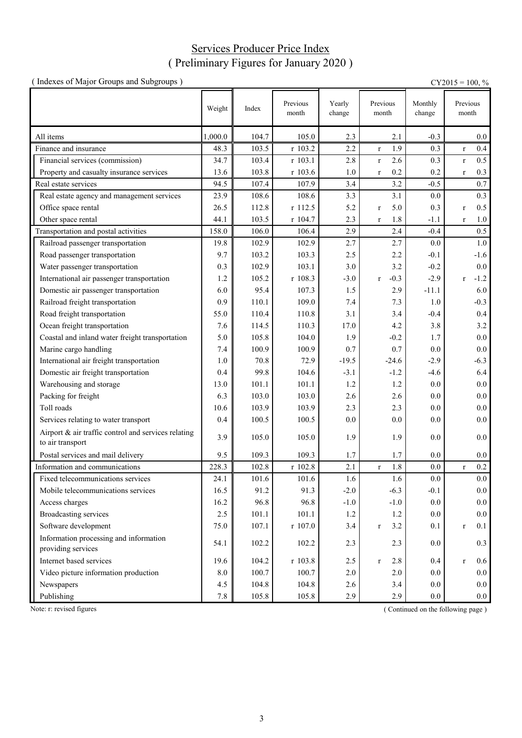# Services Producer Price Index

## ( Preliminary Figures for January 2020 )

( Indexes of Major Groups and Subgroups )

CY2015 = 100, %

| | Weight | Index | Previous month | Yearly change | Previous month | Monthly change | Previous month |
|---|---|---|---|---|---|---|---|
| All items | 1,000.0 | 104.7 | 105.0 | 2.3 | 2.1 | -0.3 | 0.0 |
| Finance and insurance | 48.3 | 103.5 | r 103.2 | 2.2 | r 1.9 | 0.3 | r 0.4 |
| Financial services (commission) | 34.7 | 103.4 | r 103.1 | 2.8 | r 2.6 | 0.3 | r 0.5 |
| Property and casualty insurance services | 13.6 | 103.8 | r 103.6 | 1.0 | r 0.2 | 0.2 | r 0.3 |
| Real estate services | 94.5 | 107.4 | 107.9 | 3.4 | 3.2 | -0.5 | 0.7 |
| Real estate agency and management services | 23.9 | 108.6 | 108.6 | 3.3 | 3.1 | 0.0 | 0.3 |
| Office space rental | 26.5 | 112.8 | r 112.5 | 5.2 | r 5.0 | 0.3 | r 0.5 |
| Other space rental | 44.1 | 103.5 | r 104.7 | 2.3 | r 1.8 | -1.1 | r 1.0 |
| Transportation and postal activities | 158.0 | 106.0 | 106.4 | 2.9 | 2.4 | -0.4 | 0.5 |
| Railroad passenger transportation | 19.8 | 102.9 | 102.9 | 2.7 | 2.7 | 0.0 | 1.0 |
| Road passenger transportation | 9.7 | 103.2 | 103.3 | 2.5 | 2.2 | -0.1 | -1.6 |
| Water passenger transportation | 0.3 | 102.9 | 103.1 | 3.0 | 3.2 | -0.2 | 0.0 |
| International air passenger transportation | 1.2 | 105.2 | r 108.3 | -3.0 | r -0.3 | -2.9 | r -1.2 |
| Domestic air passenger transportation | 6.0 | 95.4 | 107.3 | 1.5 | 2.9 | -11.1 | 6.0 |
| Railroad freight transportation | 0.9 | 110.1 | 109.0 | 7.4 | 7.3 | 1.0 | -0.3 |
| Road freight transportation | 55.0 | 110.4 | 110.8 | 3.1 | 3.4 | -0.4 | 0.4 |
| Ocean freight transportation | 7.6 | 114.5 | 110.3 | 17.0 | 4.2 | 3.8 | 3.2 |
| Coastal and inland water freight transportation | 5.0 | 105.8 | 104.0 | 1.9 | -0.2 | 1.7 | 0.0 |
| Marine cargo handling | 7.4 | 100.9 | 100.9 | 0.7 | 0.7 | 0.0 | 0.0 |
| International air freight transportation | 1.0 | 70.8 | 72.9 | -19.5 | -24.6 | -2.9 | -6.3 |
| Domestic air freight transportation | 0.4 | 99.8 | 104.6 | -3.1 | -1.2 | -4.6 | 6.4 |
| Warehousing and storage | 13.0 | 101.1 | 101.1 | 1.2 | 1.2 | 0.0 | 0.0 |
| Packing for freight | 6.3 | 103.0 | 103.0 | 2.6 | 2.6 | 0.0 | 0.0 |
| Toll roads | 10.6 | 103.9 | 103.9 | 2.3 | 2.3 | 0.0 | 0.0 |
| Services relating to water transport | 0.4 | 100.5 | 100.5 | 0.0 | 0.0 | 0.0 | 0.0 |
| Airport & air traffic control and services relating to air transport | 3.9 | 105.0 | 105.0 | 1.9 | 1.9 | 0.0 | 0.0 |
| Postal services and mail delivery | 9.5 | 109.3 | 109.3 | 1.7 | 1.7 | 0.0 | 0.0 |
| Information and communications | 228.3 | 102.8 | r 102.8 | 2.1 | r 1.8 | 0.0 | r 0.2 |
| Fixed telecommunications services | 24.1 | 101.6 | 101.6 | 1.6 | 1.6 | 0.0 | 0.0 |
| Mobile telecommunications services | 16.5 | 91.2 | 91.3 | -2.0 | -6.3 | -0.1 | 0.0 |
| Access charges | 16.2 | 96.8 | 96.8 | -1.0 | -1.0 | 0.0 | 0.0 |
| Broadcasting services | 2.5 | 101.1 | 101.1 | 1.2 | 1.2 | 0.0 | 0.0 |
| Software development | 75.0 | 107.1 | r 107.0 | 3.4 | r 3.2 | 0.1 | r 0.1 |
| Information processing and information providing services | 54.1 | 102.2 | 102.2 | 2.3 | 2.3 | 0.0 | 0.3 |
| Internet based services | 19.6 | 104.2 | r 103.8 | 2.5 | r 2.8 | 0.4 | r 0.6 |
| Video picture information production | 8.0 | 100.7 | 100.7 | 2.0 | 2.0 | 0.0 | 0.0 |
| Newspapers | 4.5 | 104.8 | 104.8 | 2.6 | 3.4 | 0.0 | 0.0 |
| Publishing | 7.8 | 105.8 | 105.8 | 2.9 | 2.9 | 0.0 | 0.0 |

Note: r: revised figures

( Continued on the following page )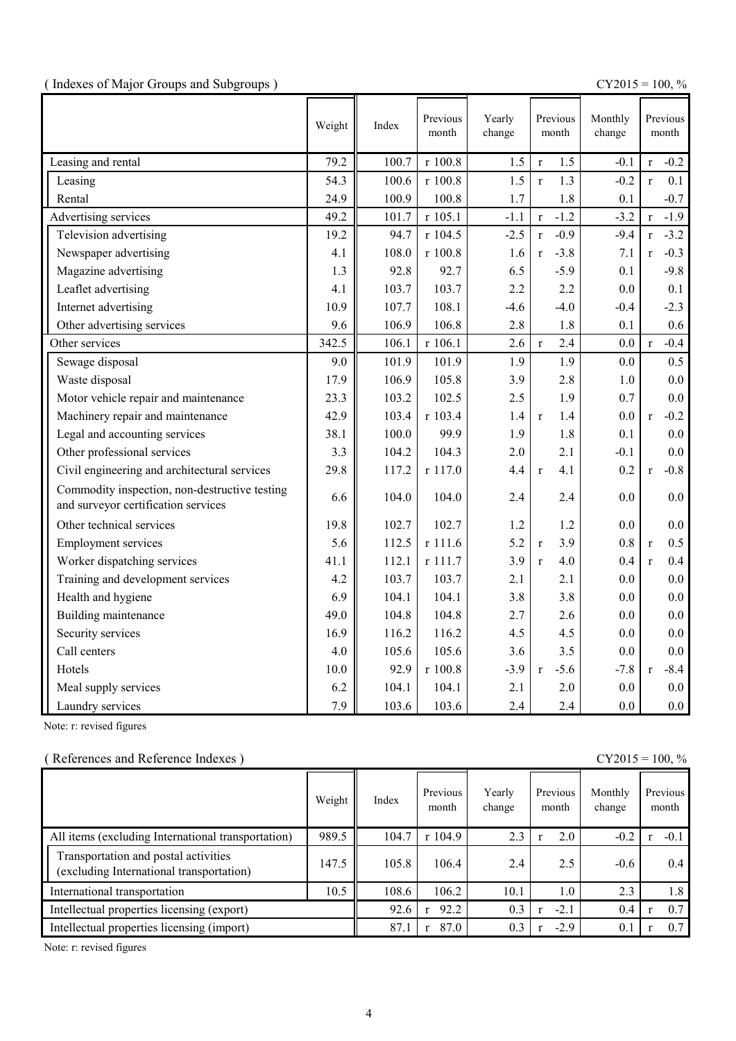( Indexes of Major Groups and Subgroups )

CY2015 = 100, %

| | Weight | Index | Previous month | Yearly change | Previous month | Monthly change | Previous month |
|---|---|---|---|---|---|---|---|
| Leasing and rental | 79.2 | 100.7 | r 100.8 | 1.5 | r 1.5 | -0.1 | r -0.2 |
| Leasing | 54.3 | 100.6 | r 100.8 | 1.5 | r 1.3 | -0.2 | r 0.1 |
| Rental | 24.9 | 100.9 | 100.8 | 1.7 | 1.8 | 0.1 | -0.7 |
| Advertising services | 49.2 | 101.7 | r 105.1 | -1.1 | r -1.2 | -3.2 | r -1.9 |
| Television advertising | 19.2 | 94.7 | r 104.5 | -2.5 | r -0.9 | -9.4 | r -3.2 |
| Newspaper advertising | 4.1 | 108.0 | r 100.8 | 1.6 | r -3.8 | 7.1 | r -0.3 |
| Magazine advertising | 1.3 | 92.8 | 92.7 | 6.5 | -5.9 | 0.1 | -9.8 |
| Leaflet advertising | 4.1 | 103.7 | 103.7 | 2.2 | 2.2 | 0.0 | 0.1 |
| Internet advertising | 10.9 | 107.7 | 108.1 | -4.6 | -4.0 | -0.4 | -2.3 |
| Other advertising services | 9.6 | 106.9 | 106.8 | 2.8 | 1.8 | 0.1 | 0.6 |
| Other services | 342.5 | 106.1 | r 106.1 | 2.6 | r 2.4 | 0.0 | r -0.4 |
| Sewage disposal | 9.0 | 101.9 | 101.9 | 1.9 | 1.9 | 0.0 | 0.5 |
| Waste disposal | 17.9 | 106.9 | 105.8 | 3.9 | 2.8 | 1.0 | 0.0 |
| Motor vehicle repair and maintenance | 23.3 | 103.2 | 102.5 | 2.5 | 1.9 | 0.7 | 0.0 |
| Machinery repair and maintenance | 42.9 | 103.4 | r 103.4 | 1.4 | r 1.4 | 0.0 | r -0.2 |
| Legal and accounting services | 38.1 | 100.0 | 99.9 | 1.9 | 1.8 | 0.1 | 0.0 |
| Other professional services | 3.3 | 104.2 | 104.3 | 2.0 | 2.1 | -0.1 | 0.0 |
| Civil engineering and architectural services | 29.8 | 117.2 | r 117.0 | 4.4 | r 4.1 | 0.2 | r -0.8 |
| Commodity inspection, non-destructive testing and surveyor certification services | 6.6 | 104.0 | 104.0 | 2.4 | 2.4 | 0.0 | 0.0 |
| Other technical services | 19.8 | 102.7 | 102.7 | 1.2 | 1.2 | 0.0 | 0.0 |
| Employment services | 5.6 | 112.5 | r 111.6 | 5.2 | r 3.9 | 0.8 | r 0.5 |
| Worker dispatching services | 41.1 | 112.1 | r 111.7 | 3.9 | r 4.0 | 0.4 | r 0.4 |
| Training and development services | 4.2 | 103.7 | 103.7 | 2.1 | 2.1 | 0.0 | 0.0 |
| Health and hygiene | 6.9 | 104.1 | 104.1 | 3.8 | 3.8 | 0.0 | 0.0 |
| Building maintenance | 49.0 | 104.8 | 104.8 | 2.7 | 2.6 | 0.0 | 0.0 |
| Security services | 16.9 | 116.2 | 116.2 | 4.5 | 4.5 | 0.0 | 0.0 |
| Call centers | 4.0 | 105.6 | 105.6 | 3.6 | 3.5 | 0.0 | 0.0 |
| Hotels | 10.0 | 92.9 | r 100.8 | -3.9 | r -5.6 | -7.8 | r -8.4 |
| Meal supply services | 6.2 | 104.1 | 104.1 | 2.1 | 2.0 | 0.0 | 0.0 |
| Laundry services | 7.9 | 103.6 | 103.6 | 2.4 | 2.4 | 0.0 | 0.0 |

Note: r: revised figures

( References and Reference Indexes )

CY2015 = 100, %

| | Weight | Index | Previous month | Yearly change | Previous month | Monthly change | Previous month |
|---|---|---|---|---|---|---|---|
| All items (excluding International transportation) | 989.5 | 104.7 | r 104.9 | 2.3 | r 2.0 | -0.2 | r -0.1 |
| Transportation and postal activities (excluding International transportation) | 147.5 | 105.8 | 106.4 | 2.4 | 2.5 | -0.6 | 0.4 |
| International transportation | 10.5 | 108.6 | 106.2 | 10.1 | 1.0 | 2.3 | 1.8 |
| Intellectual properties licensing (export) | | 92.6 | r 92.2 | 0.3 | r -2.1 | 0.4 | r 0.7 |
| Intellectual properties licensing (import) | | 87.1 | r 87.0 | 0.3 | r -2.9 | 0.1 | r 0.7 |

Note: r: revised figures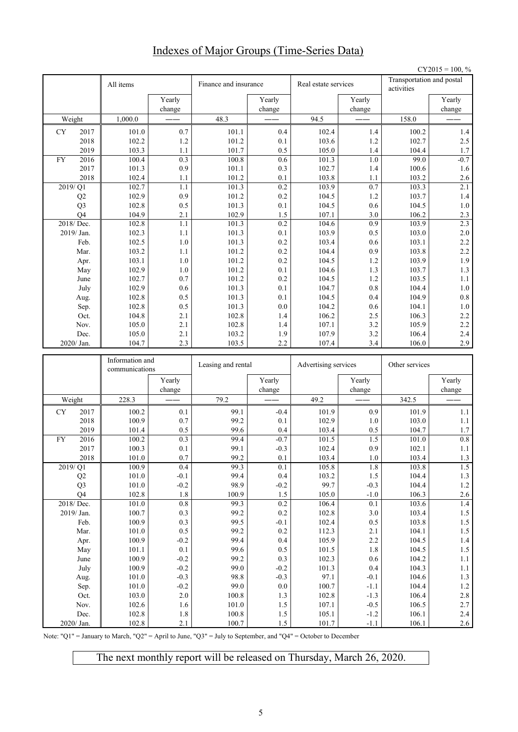# Indexes of Major Groups (Time-Series Data)

CY2015 = 100, %

| | All items | Yearly change | Finance and insurance | Yearly change | Real estate services | Yearly change | Transportation and postal activities | Yearly change |
|---|---|---|---|---|---|---|---|---|
| Weight | 1,000.0 | —— | 48.3 | —— | 94.5 | —— | 158.0 | —— |
| CY 2017 | 101.0 | 0.7 | 101.1 | 0.4 | 102.4 | 1.4 | 100.2 | 1.4 |
| 2018 | 102.2 | 1.2 | 101.2 | 0.1 | 103.6 | 1.2 | 102.7 | 2.5 |
| 2019 | 103.3 | 1.1 | 101.7 | 0.5 | 105.0 | 1.4 | 104.4 | 1.7 |
| FY 2016 | 100.4 | 0.3 | 100.8 | 0.6 | 101.3 | 1.0 | 99.0 | -0.7 |
| 2017 | 101.3 | 0.9 | 101.1 | 0.3 | 102.7 | 1.4 | 100.6 | 1.6 |
| 2018 | 102.4 | 1.1 | 101.2 | 0.1 | 103.8 | 1.1 | 103.2 | 2.6 |
| 2019/ Q1 | 102.7 | 1.1 | 101.3 | 0.2 | 103.9 | 0.7 | 103.3 | 2.1 |
| Q2 | 102.9 | 0.9 | 101.2 | 0.2 | 104.5 | 1.2 | 103.7 | 1.4 |
| Q3 | 102.8 | 0.5 | 101.3 | 0.1 | 104.5 | 0.6 | 104.5 | 1.0 |
| Q4 | 104.9 | 2.1 | 102.9 | 1.5 | 107.1 | 3.0 | 106.2 | 2.3 |
| 2018/ Dec. | 102.8 | 1.1 | 101.3 | 0.2 | 104.6 | 0.9 | 103.9 | 2.3 |
| 2019/ Jan. | 102.3 | 1.1 | 101.3 | 0.1 | 103.9 | 0.5 | 103.0 | 2.0 |
| Feb. | 102.5 | 1.0 | 101.3 | 0.2 | 103.4 | 0.6 | 103.1 | 2.2 |
| Mar. | 103.2 | 1.1 | 101.2 | 0.2 | 104.4 | 0.9 | 103.8 | 2.2 |
| Apr. | 103.1 | 1.0 | 101.2 | 0.2 | 104.5 | 1.2 | 103.9 | 1.9 |
| May | 102.9 | 1.0 | 101.2 | 0.1 | 104.6 | 1.3 | 103.7 | 1.3 |
| June | 102.7 | 0.7 | 101.2 | 0.2 | 104.5 | 1.2 | 103.5 | 1.1 |
| July | 102.9 | 0.6 | 101.3 | 0.1 | 104.7 | 0.8 | 104.4 | 1.0 |
| Aug. | 102.8 | 0.5 | 101.3 | 0.1 | 104.5 | 0.4 | 104.9 | 0.8 |
| Sep. | 102.8 | 0.5 | 101.3 | 0.0 | 104.2 | 0.6 | 104.1 | 1.0 |
| Oct. | 104.8 | 2.1 | 102.8 | 1.4 | 106.2 | 2.5 | 106.3 | 2.2 |
| Nov. | 105.0 | 2.1 | 102.8 | 1.4 | 107.1 | 3.2 | 105.9 | 2.2 |
| Dec. | 105.0 | 2.1 | 103.2 | 1.9 | 107.9 | 3.2 | 106.4 | 2.4 |
| 2020/ Jan. | 104.7 | 2.3 | 103.5 | 2.2 | 107.4 | 3.4 | 106.0 | 2.9 |

| | Information and communications | Yearly change | Leasing and rental | Yearly change | Advertising services | Yearly change | Other services | Yearly change |
|---|---|---|---|---|---|---|---|---|
| Weight | 228.3 | —— | 79.2 | —— | 49.2 | —— | 342.5 | —— |
| CY 2017 | 100.2 | 0.1 | 99.1 | -0.4 | 101.9 | 0.9 | 101.9 | 1.1 |
| 2018 | 100.9 | 0.7 | 99.2 | 0.1 | 102.9 | 1.0 | 103.0 | 1.1 |
| 2019 | 101.4 | 0.5 | 99.6 | 0.4 | 103.4 | 0.5 | 104.7 | 1.7 |
| FY 2016 | 100.2 | 0.3 | 99.4 | -0.7 | 101.5 | 1.5 | 101.0 | 0.8 |
| 2017 | 100.3 | 0.1 | 99.1 | -0.3 | 102.4 | 0.9 | 102.1 | 1.1 |
| 2018 | 101.0 | 0.7 | 99.2 | 0.1 | 103.4 | 1.0 | 103.4 | 1.3 |
| 2019/ Q1 | 100.9 | 0.4 | 99.3 | 0.1 | 105.8 | 1.8 | 103.8 | 1.5 |
| Q2 | 101.0 | -0.1 | 99.4 | 0.4 | 103.2 | 1.5 | 104.4 | 1.3 |
| Q3 | 101.0 | -0.2 | 98.9 | -0.2 | 99.7 | -0.3 | 104.4 | 1.2 |
| Q4 | 102.8 | 1.8 | 100.9 | 1.5 | 105.0 | -1.0 | 106.3 | 2.6 |
| 2018/ Dec. | 101.0 | 0.8 | 99.3 | 0.2 | 106.4 | 0.1 | 103.6 | 1.4 |
| 2019/ Jan. | 100.7 | 0.3 | 99.2 | 0.2 | 102.8 | 3.0 | 103.4 | 1.5 |
| Feb. | 100.9 | 0.3 | 99.5 | -0.1 | 102.4 | 0.5 | 103.8 | 1.5 |
| Mar. | 101.0 | 0.5 | 99.2 | 0.2 | 112.3 | 2.1 | 104.1 | 1.5 |
| Apr. | 100.9 | -0.2 | 99.4 | 0.4 | 105.9 | 2.2 | 104.5 | 1.4 |
| May | 101.1 | 0.1 | 99.6 | 0.5 | 101.5 | 1.8 | 104.5 | 1.5 |
| June | 100.9 | -0.2 | 99.2 | 0.3 | 102.3 | 0.6 | 104.2 | 1.1 |
| July | 100.9 | -0.2 | 99.0 | -0.2 | 101.3 | 0.4 | 104.3 | 1.1 |
| Aug. | 101.0 | -0.3 | 98.8 | -0.3 | 97.1 | -0.1 | 104.6 | 1.3 |
| Sep. | 101.0 | -0.2 | 99.0 | 0.0 | 100.7 | -1.1 | 104.4 | 1.2 |
| Oct. | 103.0 | 2.0 | 100.8 | 1.3 | 102.8 | -1.3 | 106.4 | 2.8 |
| Nov. | 102.6 | 1.6 | 101.0 | 1.5 | 107.1 | -0.5 | 106.5 | 2.7 |
| Dec. | 102.8 | 1.8 | 100.8 | 1.5 | 105.1 | -1.2 | 106.1 | 2.4 |
| 2020/ Jan. | 102.8 | 2.1 | 100.7 | 1.5 | 101.7 | -1.1 | 106.1 | 2.6 |

Note: "Q1" = January to March, "Q2" = April to June, "Q3" = July to September, and "Q4" = October to December

The next monthly report will be released on Thursday, March 26, 2020.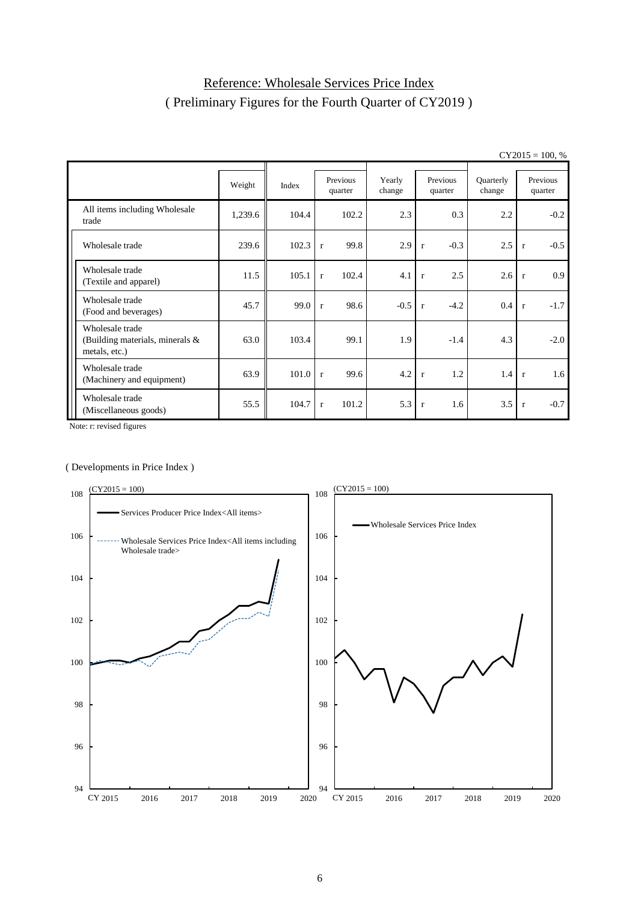# Reference: Wholesale Services Price Index

## ( Preliminary Figures for the Fourth Quarter of CY2019 )

CY2015 = 100, %

| | Weight | Index | Previous quarter | Yearly change | Previous quarter | Quarterly change | Previous quarter |
|---|---|---|---|---|---|---|---|
| All items including Wholesale trade | 1,239.6 | 104.4 | 102.2 | 2.3 | 0.3 | 2.2 | -0.2 |
| Wholesale trade | 239.6 | 102.3 | r 99.8 | 2.9 | r -0.3 | 2.5 | r -0.5 |
| Wholesale trade (Textile and apparel) | 11.5 | 105.1 | r 102.4 | 4.1 | r 2.5 | 2.6 | r 0.9 |
| Wholesale trade (Food and beverages) | 45.7 | 99.0 | r 98.6 | -0.5 | r -4.2 | 0.4 | r -1.7 |
| Wholesale trade (Building materials, minerals & metals, etc.) | 63.0 | 103.4 | 99.1 | 1.9 | -1.4 | 4.3 | -2.0 |
| Wholesale trade (Machinery and equipment) | 63.9 | 101.0 | r 99.6 | 4.2 | r 1.2 | 1.4 | r 1.6 |
| Wholesale trade (Miscellaneous goods) | 55.5 | 104.7 | r 101.2 | 5.3 | r 1.6 | 3.5 | r -0.7 |

Note: r: revised figures

( Developments in Price Index )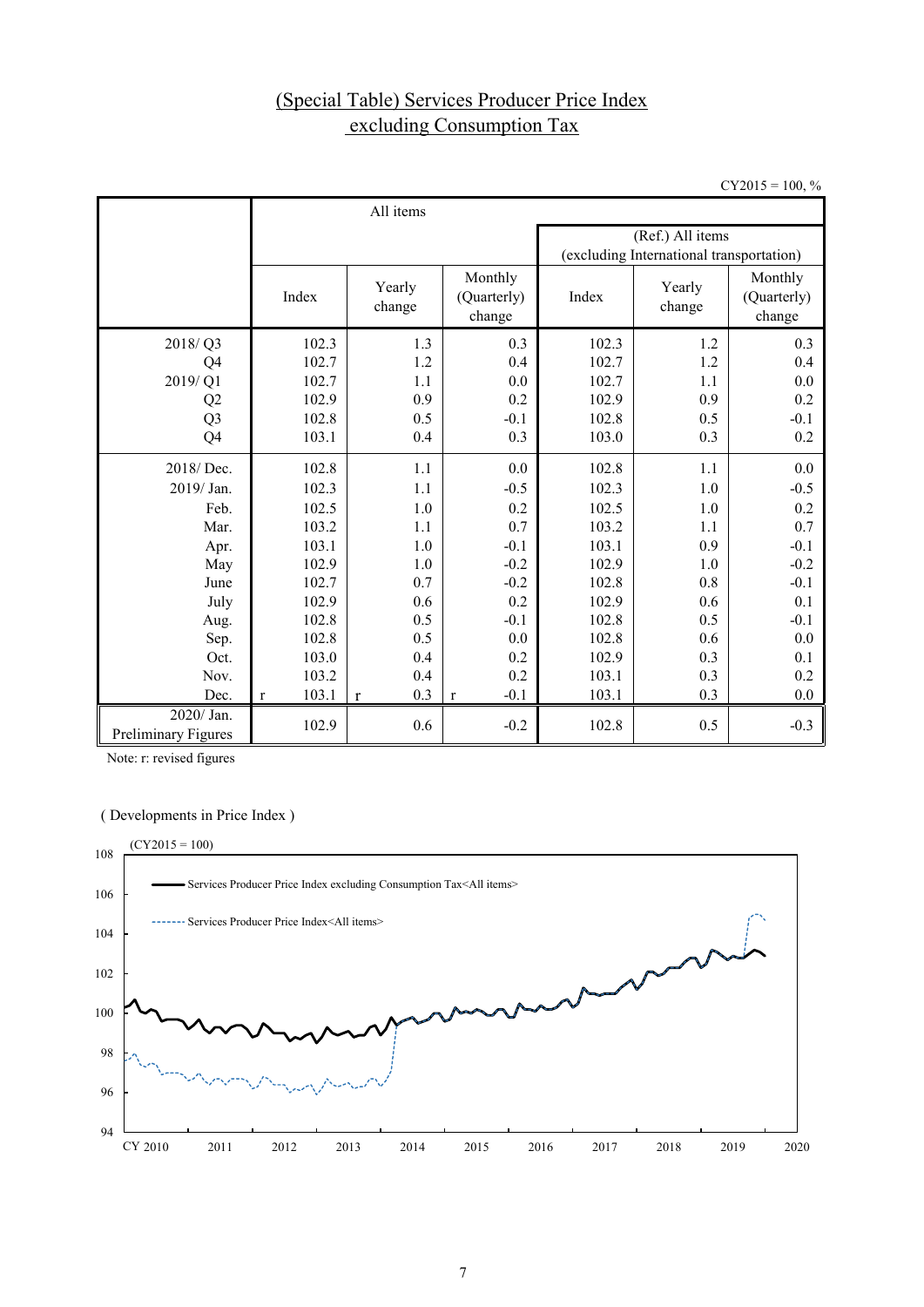# (Special Table) Services Producer Price Index excluding Consumption Tax

CY2015 = 100, %

| | All items | | | (Ref.) All items (excluding International transportation) | | |
|---|---|---|---|---|---|---|
| | Index | Yearly change | Monthly (Quarterly) change | Index | Yearly change | Monthly (Quarterly) change |
| 2018/ Q3 | 102.3 | 1.3 | 0.3 | 102.3 | 1.2 | 0.3 |
| Q4 | 102.7 | 1.2 | 0.4 | 102.7 | 1.2 | 0.4 |
| 2019/ Q1 | 102.7 | 1.1 | 0.0 | 102.7 | 1.1 | 0.0 |
| Q2 | 102.9 | 0.9 | 0.2 | 102.9 | 0.9 | 0.2 |
| Q3 | 102.8 | 0.5 | -0.1 | 102.8 | 0.5 | -0.1 |
| Q4 | 103.1 | 0.4 | 0.3 | 103.0 | 0.3 | 0.2 |
| 2018/ Dec. | 102.8 | 1.1 | 0.0 | 102.8 | 1.1 | 0.0 |
| 2019/ Jan. | 102.3 | 1.1 | -0.5 | 102.3 | 1.0 | -0.5 |
| Feb. | 102.5 | 1.0 | 0.2 | 102.5 | 1.0 | 0.2 |
| Mar. | 103.2 | 1.1 | 0.7 | 103.2 | 1.1 | 0.7 |
| Apr. | 103.1 | 1.0 | -0.1 | 103.1 | 0.9 | -0.1 |
| May | 102.9 | 1.0 | -0.2 | 102.9 | 1.0 | -0.2 |
| June | 102.7 | 0.7 | -0.2 | 102.8 | 0.8 | -0.1 |
| July | 102.9 | 0.6 | 0.2 | 102.9 | 0.6 | 0.1 |
| Aug. | 102.8 | 0.5 | -0.1 | 102.8 | 0.5 | -0.1 |
| Sep. | 102.8 | 0.5 | 0.0 | 102.8 | 0.6 | 0.0 |
| Oct. | 103.0 | 0.4 | 0.2 | 102.9 | 0.3 | 0.1 |
| Nov. | 103.2 | 0.4 | 0.2 | 103.1 | 0.3 | 0.2 |
| Dec. | r 103.1 | r 0.3 | r -0.1 | 103.1 | 0.3 | 0.0 |
| 2020/ Jan. Preliminary Figures | 102.9 | 0.6 | -0.2 | 102.8 | 0.5 | -0.3 |

Note: r: revised figures

( Developments in Price Index )

(CY2015 = 100)

Services Producer Price Index excluding Consumption Tax<All items>

Services Producer Price Index<All items>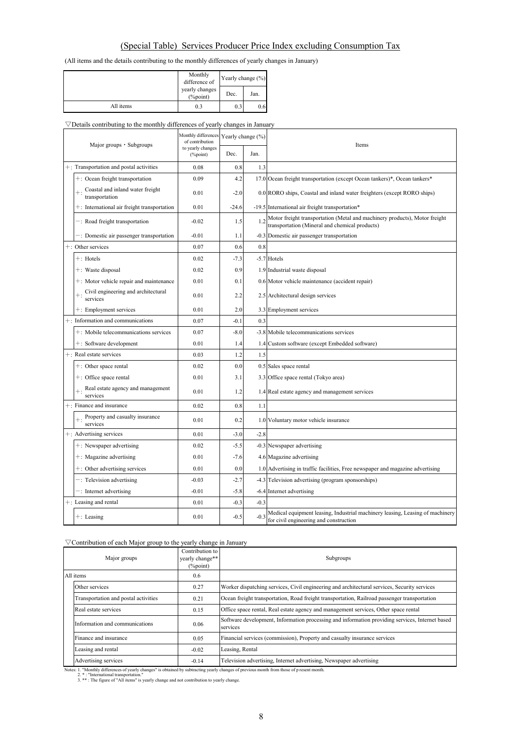## (Special Table) Services Producer Price Index excluding Consumption Tax

(All items and the details contributing to the monthly differences of yearly changes in January)

| | Monthly difference of yearly changes (%point) | Yearly change (%) | |
|---|---|---|---|
| | | Dec. | Jan. |
| All items | 0.3 | 0.3 | 0.6 |

▽Details contributing to the monthly differences of yearly changes in January

| Major groups・Subgroups | Monthly differences of contribution to yearly changes (%point) | Yearly change (%) | | Items |
|---|---|---|---|---|
| | | Dec. | Jan. | |
| +: Transportation and postal activities | 0.08 | 0.8 | 1.3 | |
| +: Ocean freight transportation | 0.09 | 4.2 | 17.0 | Ocean freight transportation (except Ocean tankers)*, Ocean tankers* |
| +: Coastal and inland water freight transportation | 0.01 | -2.0 | 0.0 | RORO ships, Coastal and inland water freighters (except RORO ships) |
| +: International air freight transportation | 0.01 | -24.6 | -19.5 | International air freight transportation* |
| −: Road freight transportation | -0.02 | 1.5 | 1.2 | Motor freight transportation (Metal and machinery products), Motor freight transportation (Mineral and chemical products) |
| −: Domestic air passenger transportation | -0.01 | 1.1 | -0.3 | Domestic air passenger transportation |
| +: Other services | 0.07 | 0.6 | 0.8 | |
| +: Hotels | 0.02 | -7.3 | -5.7 | Hotels |
| +: Waste disposal | 0.02 | 0.9 | 1.9 | Industrial waste disposal |
| +: Motor vehicle repair and maintenance | 0.01 | 0.1 | 0.6 | Motor vehicle maintenance (accident repair) |
| +: Civil engineering and architectural services | 0.01 | 2.2 | 2.5 | Architectural design services |
| +: Employment services | 0.01 | 2.0 | 3.3 | Employment services |
| +: Information and communications | 0.07 | -0.1 | 0.3 | |
| +: Mobile telecommunications services | 0.07 | -8.0 | -3.8 | Mobile telecommunications services |
| +: Software development | 0.01 | 1.4 | 1.4 | Custom software (except Embedded software) |
| +: Real estate services | 0.03 | 1.2 | 1.5 | |
| +: Other space rental | 0.02 | 0.0 | 0.5 | Sales space rental |
| +: Office space rental | 0.01 | 3.1 | 3.3 | Office space rental (Tokyo area) |
| +: Real estate agency and management services | 0.01 | 1.2 | 1.4 | Real estate agency and management services |
| +: Finance and insurance | 0.02 | 0.8 | 1.1 | |
| +: Property and casualty insurance services | 0.01 | 0.2 | 1.0 | Voluntary motor vehicle insurance |
| +: Advertising services | 0.01 | -3.0 | -2.8 | |
| +: Newspaper advertising | 0.02 | -5.5 | -0.3 | Newspaper advertising |
| +: Magazine advertising | 0.01 | -7.6 | 4.6 | Magazine advertising |
| +: Other advertising services | 0.01 | 0.0 | 1.0 | Advertising in traffic facilities, Free newspaper and magazine advertising |
| −: Television advertising | -0.03 | -2.7 | -4.3 | Television advertising (program sponsorships) |
| −: Internet advertising | -0.01 | -5.8 | -6.4 | Internet advertising |
| +: Leasing and rental | 0.01 | -0.3 | -0.3 | |
| +: Leasing | 0.01 | -0.5 | -0.3 | Medical equipment leasing, Industrial machinery leasing, Leasing of machinery for civil engineering and construction |

▽Contribution of each Major group to the yearly change in January

| Major groups | Contribution to yearly change** (%point) | Subgroups |
|---|---|---|
| All items | 0.6 | |
| Other services | 0.27 | Worker dispatching services, Civil engineering and architectural services, Security services |
| Transportation and postal activities | 0.21 | Ocean freight transportation, Road freight transportation, Railroad passenger transportation |
| Real estate services | 0.15 | Office space rental, Real estate agency and management services, Other space rental |
| Information and communications | 0.06 | Software development, Information processing and information providing services, Internet based services |
| Finance and insurance | 0.05 | Financial services (commission), Property and casualty insurance services |
| Leasing and rental | -0.02 | Leasing, Rental |
| Advertising services | -0.14 | Television advertising, Internet advertising, Newspaper advertising |

Notes: 1. "Monthly differences of yearly changes" is obtained by subtracting yearly changes of previous month from those of p resent month.
2. * : "International transportation."
3. ** : The figure of "All items" is yearly change and not contribution to yearly change.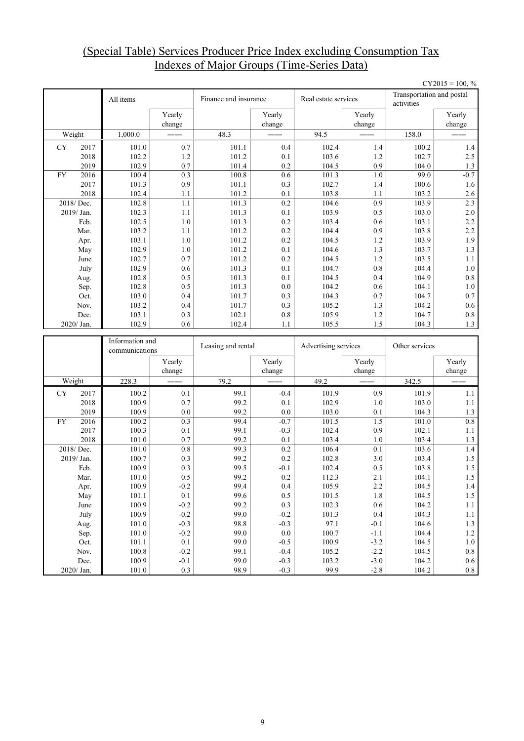# (Special Table) Services Producer Price Index excluding Consumption Tax
# Indexes of Major Groups (Time-Series Data)

CY2015 = 100, %

| | All items | | Finance and insurance | | Real estate services | | Transportation and postal activities | |
|---|---|---|---|---|---|---|---|---|
| | | Yearly change | | Yearly change | | Yearly change | | Yearly change |
| Weight | 1,000.0 | —— | 48.3 | —— | 94.5 | —— | 158.0 | —— |
| CY 2017 | 101.0 | 0.7 | 101.1 | 0.4 | 102.4 | 1.4 | 100.2 | 1.4 |
| 2018 | 102.2 | 1.2 | 101.2 | 0.1 | 103.6 | 1.2 | 102.7 | 2.5 |
| 2019 | 102.9 | 0.7 | 101.4 | 0.2 | 104.5 | 0.9 | 104.0 | 1.3 |
| FY 2016 | 100.4 | 0.3 | 100.8 | 0.6 | 101.3 | 1.0 | 99.0 | -0.7 |
| 2017 | 101.3 | 0.9 | 101.1 | 0.3 | 102.7 | 1.4 | 100.6 | 1.6 |
| 2018 | 102.4 | 1.1 | 101.2 | 0.1 | 103.8 | 1.1 | 103.2 | 2.6 |
| 2018/ Dec. | 102.8 | 1.1 | 101.3 | 0.2 | 104.6 | 0.9 | 103.9 | 2.3 |
| 2019/ Jan. | 102.3 | 1.1 | 101.3 | 0.1 | 103.9 | 0.5 | 103.0 | 2.0 |
| Feb. | 102.5 | 1.0 | 101.3 | 0.2 | 103.4 | 0.6 | 103.1 | 2.2 |
| Mar. | 103.2 | 1.1 | 101.2 | 0.2 | 104.4 | 0.9 | 103.8 | 2.2 |
| Apr. | 103.1 | 1.0 | 101.2 | 0.2 | 104.5 | 1.2 | 103.9 | 1.9 |
| May | 102.9 | 1.0 | 101.2 | 0.1 | 104.6 | 1.3 | 103.7 | 1.3 |
| June | 102.7 | 0.7 | 101.2 | 0.2 | 104.5 | 1.2 | 103.5 | 1.1 |
| July | 102.9 | 0.6 | 101.3 | 0.1 | 104.7 | 0.8 | 104.4 | 1.0 |
| Aug. | 102.8 | 0.5 | 101.3 | 0.1 | 104.5 | 0.4 | 104.9 | 0.8 |
| Sep. | 102.8 | 0.5 | 101.3 | 0.0 | 104.2 | 0.6 | 104.1 | 1.0 |
| Oct. | 103.0 | 0.4 | 101.7 | 0.3 | 104.3 | 0.7 | 104.7 | 0.7 |
| Nov. | 103.2 | 0.4 | 101.7 | 0.3 | 105.2 | 1.3 | 104.2 | 0.6 |
| Dec. | 103.1 | 0.3 | 102.1 | 0.8 | 105.9 | 1.2 | 104.7 | 0.8 |
| 2020/ Jan. | 102.9 | 0.6 | 102.4 | 1.1 | 105.5 | 1.5 | 104.3 | 1.3 |

| | Information and communications | | Leasing and rental | | Advertising services | | Other services | |
|---|---|---|---|---|---|---|---|---|
| | | Yearly change | | Yearly change | | Yearly change | | Yearly change |
| Weight | 228.3 | —— | 79.2 | —— | 49.2 | —— | 342.5 | —— |
| CY 2017 | 100.2 | 0.1 | 99.1 | -0.4 | 101.9 | 0.9 | 101.9 | 1.1 |
| 2018 | 100.9 | 0.7 | 99.2 | 0.1 | 102.9 | 1.0 | 103.0 | 1.1 |
| 2019 | 100.9 | 0.0 | 99.2 | 0.0 | 103.0 | 0.1 | 104.3 | 1.3 |
| FY 2016 | 100.2 | 0.3 | 99.4 | -0.7 | 101.5 | 1.5 | 101.0 | 0.8 |
| 2017 | 100.3 | 0.1 | 99.1 | -0.3 | 102.4 | 0.9 | 102.1 | 1.1 |
| 2018 | 101.0 | 0.7 | 99.2 | 0.1 | 103.4 | 1.0 | 103.4 | 1.3 |
| 2018/ Dec. | 101.0 | 0.8 | 99.3 | 0.2 | 106.4 | 0.1 | 103.6 | 1.4 |
| 2019/ Jan. | 100.7 | 0.3 | 99.2 | 0.2 | 102.8 | 3.0 | 103.4 | 1.5 |
| Feb. | 100.9 | 0.3 | 99.5 | -0.1 | 102.4 | 0.5 | 103.8 | 1.5 |
| Mar. | 101.0 | 0.5 | 99.2 | 0.2 | 112.3 | 2.1 | 104.1 | 1.5 |
| Apr. | 100.9 | -0.2 | 99.4 | 0.4 | 105.9 | 2.2 | 104.5 | 1.4 |
| May | 101.1 | 0.1 | 99.6 | 0.5 | 101.5 | 1.8 | 104.5 | 1.5 |
| June | 100.9 | -0.2 | 99.2 | 0.3 | 102.3 | 0.6 | 104.2 | 1.1 |
| July | 100.9 | -0.2 | 99.0 | -0.2 | 101.3 | 0.4 | 104.3 | 1.1 |
| Aug. | 101.0 | -0.3 | 98.8 | -0.3 | 97.1 | -0.1 | 104.6 | 1.3 |
| Sep. | 101.0 | -0.2 | 99.0 | 0.0 | 100.7 | -1.1 | 104.4 | 1.2 |
| Oct. | 101.1 | 0.1 | 99.0 | -0.5 | 100.9 | -3.2 | 104.5 | 1.0 |
| Nov. | 100.8 | -0.2 | 99.1 | -0.4 | 105.2 | -2.2 | 104.5 | 0.8 |
| Dec. | 100.9 | -0.1 | 99.0 | -0.3 | 103.2 | -3.0 | 104.2 | 0.6 |
| 2020/ Jan. | 101.0 | 0.3 | 98.9 | -0.3 | 99.9 | -2.8 | 104.2 | 0.8 |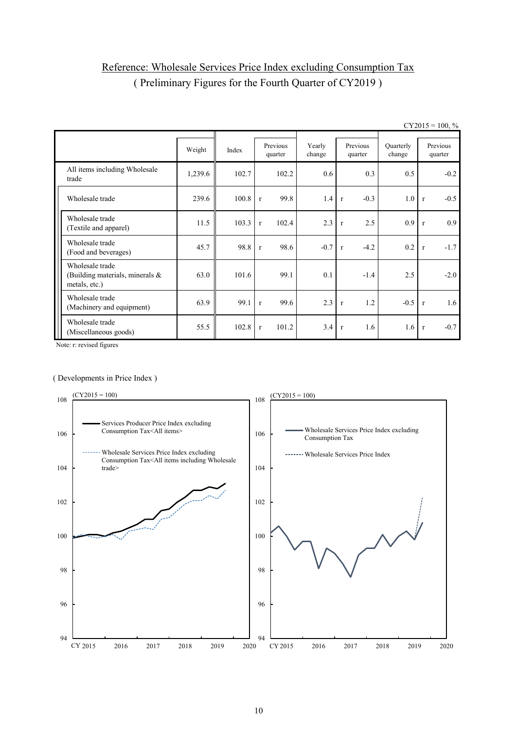# Reference: Wholesale Services Price Index excluding Consumption Tax

## ( Preliminary Figures for the Fourth Quarter of CY2019 )

CY2015 = 100, %

| | Weight | Index | Previous quarter | Yearly change | Previous quarter | Quarterly change | Previous quarter |
|---|---|---|---|---|---|---|---|
| All items including Wholesale trade | 1,239.6 | 102.7 | 102.2 | 0.6 | 0.3 | 0.5 | -0.2 |
| Wholesale trade | 239.6 | 100.8 | r 99.8 | 1.4 | r -0.3 | 1.0 | r -0.5 |
| Wholesale trade (Textile and apparel) | 11.5 | 103.3 | r 102.4 | 2.3 | r 2.5 | 0.9 | r 0.9 |
| Wholesale trade (Food and beverages) | 45.7 | 98.8 | r 98.6 | -0.7 | r -4.2 | 0.2 | r -1.7 |
| Wholesale trade (Building materials, minerals & metals, etc.) | 63.0 | 101.6 | 99.1 | 0.1 | -1.4 | 2.5 | -2.0 |
| Wholesale trade (Machinery and equipment) | 63.9 | 99.1 | r 99.6 | 2.3 | r 1.2 | -0.5 | r 1.6 |
| Wholesale trade (Miscellaneous goods) | 55.5 | 102.8 | r 101.2 | 3.4 | r 1.6 | 1.6 | r -0.7 |

Note: r: revised figures

( Developments in Price Index )

(CY2015 = 100)

Services Producer Price Index excluding Consumption Tax<All items>

Wholesale Services Price Index excluding Consumption Tax<All items including Wholesale trade>

108
106
104
102
100
98
96
94

CY 2015 2016 2017 2018 2019 2020

(CY2015 = 100)

Wholesale Services Price Index excluding Consumption Tax

Wholesale Services Price Index

108
106
104
102
100
98
96
94

CY 2015 2016 2017 2018 2019 2020